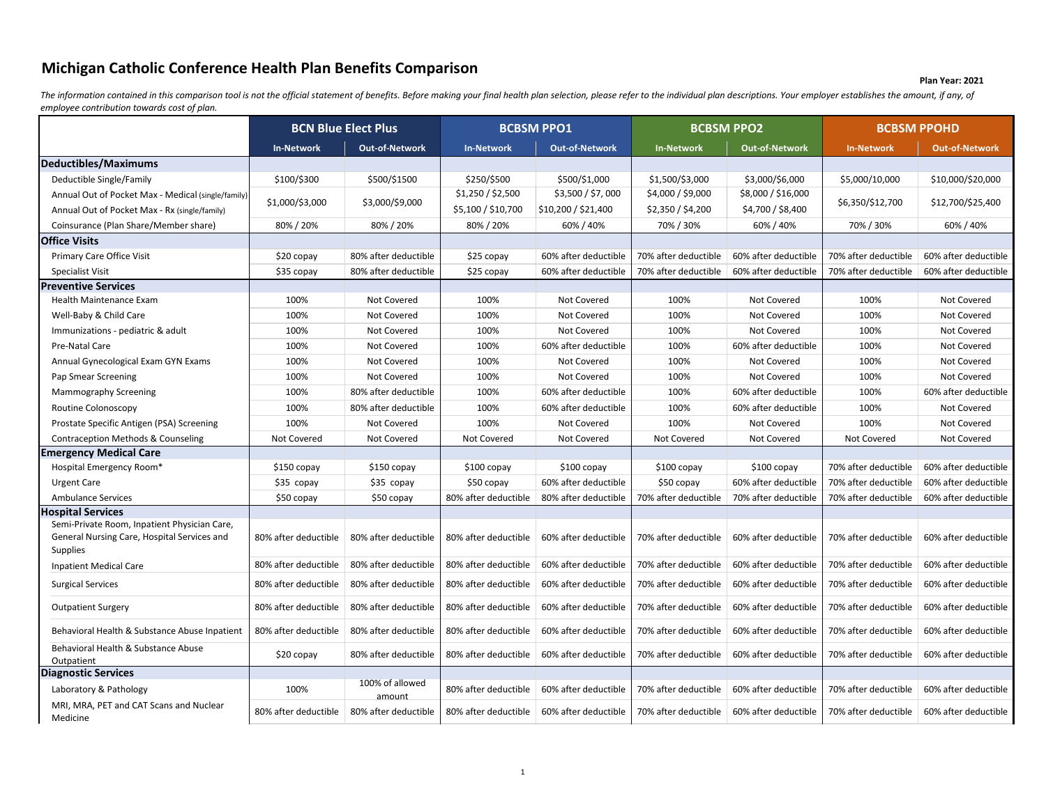# Michigan Catholic Conference Health Plan Benefits Comparison

**Plan Year: 2021**

*The information contained in this comparison tool is not the official statement of benefits. Before making your final health plan selection, please refer to the individual plan descriptions. Your employer establishes the amount, if any, of employee contribution towards cost of plan.*

| | BCN Blue Elect Plus | | BCBSM PPO1 | | BCBSM PPO2 | | BCBSM PPOHD | |
|---|---|---|---|---|---|---|---|---|
| | In-Network | Out-of-Network | In-Network | Out-of-Network | In-Network | Out-of-Network | In-Network | Out-of-Network |
| **Deductibles/Maximums** | | | | | | | | |
| Deductible Single/Family | $100/$300 | $500/$1500 | $250/$500 | $500/$1,000 | $1,500/$3,000 | $3,000/$6,000 | $5,000/10,000 | $10,000/$20,000 |
| Annual Out of Pocket Max - Medical (single/family) | $1,000/$3,000 | $3,000/$9,000 | $1,250 / $2,500 | $3,500 / $7, 000 | $4,000 / $9,000 | $8,000 / $16,000 | $6,350/$12,700 | $12,700/$25,400 |
| Annual Out of Pocket Max - Rx (single/family) | | | $5,100 / $10,700 | $10,200 / $21,400 | $2,350 / $4,200 | $4,700 / $8,400 | | |
| Coinsurance (Plan Share/Member share) | 80% / 20% | 80% / 20% | 80% / 20% | 60% / 40% | 70% / 30% | 60% / 40% | 70% / 30% | 60% / 40% |
| **Office Visits** | | | | | | | | |
| Primary Care Office Visit | $20 copay | 80% after deductible | $25 copay | 60% after deductible | 70% after deductible | 60% after deductible | 70% after deductible | 60% after deductible |
| Specialist Visit | $35 copay | 80% after deductible | $25 copay | 60% after deductible | 70% after deductible | 60% after deductible | 70% after deductible | 60% after deductible |
| **Preventive Services** | | | | | | | | |
| Health Maintenance Exam | 100% | Not Covered | 100% | Not Covered | 100% | Not Covered | 100% | Not Covered |
| Well-Baby & Child Care | 100% | Not Covered | 100% | Not Covered | 100% | Not Covered | 100% | Not Covered |
| Immunizations - pediatric & adult | 100% | Not Covered | 100% | Not Covered | 100% | Not Covered | 100% | Not Covered |
| Pre-Natal Care | 100% | Not Covered | 100% | 60% after deductible | 100% | 60% after deductible | 100% | Not Covered |
| Annual Gynecological Exam GYN Exams | 100% | Not Covered | 100% | Not Covered | 100% | Not Covered | 100% | Not Covered |
| Pap Smear Screening | 100% | Not Covered | 100% | Not Covered | 100% | Not Covered | 100% | Not Covered |
| Mammography Screening | 100% | 80% after deductible | 100% | 60% after deductible | 100% | 60% after deductible | 100% | 60% after deductible |
| Routine Colonoscopy | 100% | 80% after deductible | 100% | 60% after deductible | 100% | 60% after deductible | 100% | Not Covered |
| Prostate Specific Antigen (PSA) Screening | 100% | Not Covered | 100% | Not Covered | 100% | Not Covered | 100% | Not Covered |
| Contraception Methods & Counseling | Not Covered | Not Covered | Not Covered | Not Covered | Not Covered | Not Covered | Not Covered | Not Covered |
| **Emergency Medical Care** | | | | | | | | |
| Hospital Emergency Room* | $150 copay | $150 copay | $100 copay | $100 copay | $100 copay | $100 copay | 70% after deductible | 60% after deductible |
| Urgent Care | $35 copay | $35 copay | $50 copay | 60% after deductible | $50 copay | 60% after deductible | 70% after deductible | 60% after deductible |
| Ambulance Services | $50 copay | $50 copay | 80% after deductible | 80% after deductible | 70% after deductible | 70% after deductible | 70% after deductible | 60% after deductible |
| **Hospital Services** | | | | | | | | |
| Semi-Private Room, Inpatient Physician Care, General Nursing Care, Hospital Services and Supplies | 80% after deductible | 80% after deductible | 80% after deductible | 60% after deductible | 70% after deductible | 60% after deductible | 70% after deductible | 60% after deductible |
| Inpatient Medical Care | 80% after deductible | 80% after deductible | 80% after deductible | 60% after deductible | 70% after deductible | 60% after deductible | 70% after deductible | 60% after deductible |
| Surgical Services | 80% after deductible | 80% after deductible | 80% after deductible | 60% after deductible | 70% after deductible | 60% after deductible | 70% after deductible | 60% after deductible |
| Outpatient Surgery | 80% after deductible | 80% after deductible | 80% after deductible | 60% after deductible | 70% after deductible | 60% after deductible | 70% after deductible | 60% after deductible |
| Behavioral Health & Substance Abuse Inpatient | 80% after deductible | 80% after deductible | 80% after deductible | 60% after deductible | 70% after deductible | 60% after deductible | 70% after deductible | 60% after deductible |
| Behavioral Health & Substance Abuse Outpatient | $20 copay | 80% after deductible | 80% after deductible | 60% after deductible | 70% after deductible | 60% after deductible | 70% after deductible | 60% after deductible |
| **Diagnostic Services** | | | | | | | | |
| Laboratory & Pathology | 100% | 100% of allowed amount | 80% after deductible | 60% after deductible | 70% after deductible | 60% after deductible | 70% after deductible | 60% after deductible |
| MRI, MRA, PET and CAT Scans and Nuclear Medicine | 80% after deductible | 80% after deductible | 80% after deductible | 60% after deductible | 70% after deductible | 60% after deductible | 70% after deductible | 60% after deductible |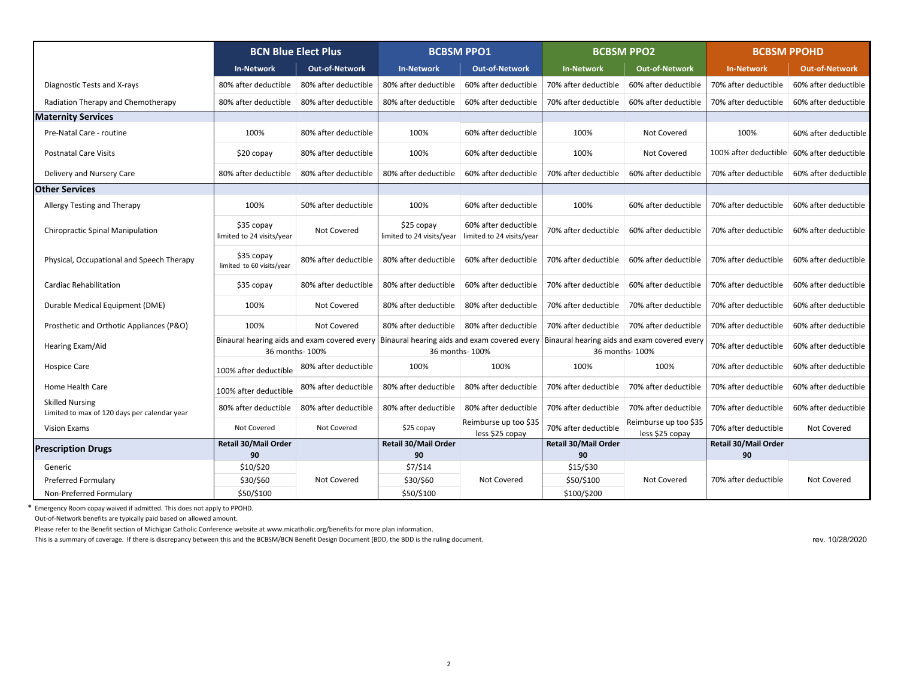| | BCN Blue Elect Plus | | BCBSM PPO1 | | BCBSM PPO2 | | BCBSM PPOHD | |
|---|---|---|---|---|---|---|---|---|
| | In-Network | Out-of-Network | In-Network | Out-of-Network | In-Network | Out-of-Network | In-Network | Out-of-Network |
| Diagnostic Tests and X-rays | 80% after deductible | 80% after deductible | 80% after deductible | 60% after deductible | 70% after deductible | 60% after deductible | 70% after deductible | 60% after deductible |
| Radiation Therapy and Chemotherapy | 80% after deductible | 80% after deductible | 80% after deductible | 60% after deductible | 70% after deductible | 60% after deductible | 70% after deductible | 60% after deductible |
| **Maternity Services** | | | | | | | | |
| Pre-Natal Care - routine | 100% | 80% after deductible | 100% | 60% after deductible | 100% | Not Covered | 100% | 60% after deductible |
| Postnatal Care Visits | $20 copay | 80% after deductible | 100% | 60% after deductible | 100% | Not Covered | 100% after deductible | 60% after deductible |
| Delivery and Nursery Care | 80% after deductible | 80% after deductible | 80% after deductible | 60% after deductible | 70% after deductible | 60% after deductible | 70% after deductible | 60% after deductible |
| **Other Services** | | | | | | | | |
| Allergy Testing and Therapy | 100% | 50% after deductible | 100% | 60% after deductible | 100% | 60% after deductible | 70% after deductible | 60% after deductible |
| Chiropractic Spinal Manipulation | $35 copay limited to 24 visits/year | Not Covered | $25 copay limited to 24 visits/year | 60% after deductible limited to 24 visits/year | 70% after deductible | 60% after deductible | 70% after deductible | 60% after deductible |
| Physical, Occupational and Speech Therapy | $35 copay limited to 60 visits/year | 80% after deductible | 80% after deductible | 60% after deductible | 70% after deductible | 60% after deductible | 70% after deductible | 60% after deductible |
| Cardiac Rehabilitation | $35 copay | 80% after deductible | 80% after deductible | 60% after deductible | 70% after deductible | 60% after deductible | 70% after deductible | 60% after deductible |
| Durable Medical Equipment (DME) | 100% | Not Covered | 80% after deductible | 80% after deductible | 70% after deductible | 70% after deductible | 70% after deductible | 60% after deductible |
| Prosthetic and Orthotic Appliances (P&O) | 100% | Not Covered | 80% after deductible | 80% after deductible | 70% after deductible | 70% after deductible | 70% after deductible | 60% after deductible |
| Hearing Exam/Aid | Binaural hearing aids and exam covered every 36 months- 100% | | Binaural hearing aids and exam covered every 36 months- 100% | | Binaural hearing aids and exam covered every 36 months- 100% | | 70% after deductible | 60% after deductible |
| Hospice Care | 100% after deductible | 80% after deductible | 100% | 100% | 100% | 100% | 70% after deductible | 60% after deductible |
| Home Health Care | 100% after deductible | 80% after deductible | 80% after deductible | 80% after deductible | 70% after deductible | 70% after deductible | 70% after deductible | 60% after deductible |
| Skilled Nursing Limited to max of 120 days per calendar year | 80% after deductible | 80% after deductible | 80% after deductible | 80% after deductible | 70% after deductible | 70% after deductible | 70% after deductible | 60% after deductible |
| Vision Exams | Not Covered | Not Covered | $25 copay | Reimburse up too $35 less $25 copay | 70% after deductible | Reimburse up too $35 less $25 copay | 70% after deductible | Not Covered |
| **Prescription Drugs** | **Retail 30/Mail Order 90** | | **Retail 30/Mail Order 90** | | **Retail 30/Mail Order 90** | | **Retail 30/Mail Order 90** | |
| Generic | $10/$20 | Not Covered | $7/$14 | Not Covered | $15/$30 | Not Covered | 70% after deductible | Not Covered |
| Preferred Formulary | $30/$60 | | $30/$60 | | $50/$100 | | | |
| Non-Preferred Formulary | $50/$100 | | $50/$100 | | $100/$200 | | | |

* Emergency Room copay waived if admitted. This does not apply to PPOHD.

Out-of-Network benefits are typically paid based on allowed amount.

Please refer to the Benefit section of Michigan Catholic Conference website at www.micatholic.org/benefits for more plan information.

This is a summary of coverage. If there is discrepancy between this and the BCBSM/BCN Benefit Design Document (BDD, the BDD is the ruling document.

rev. 10/28/2020